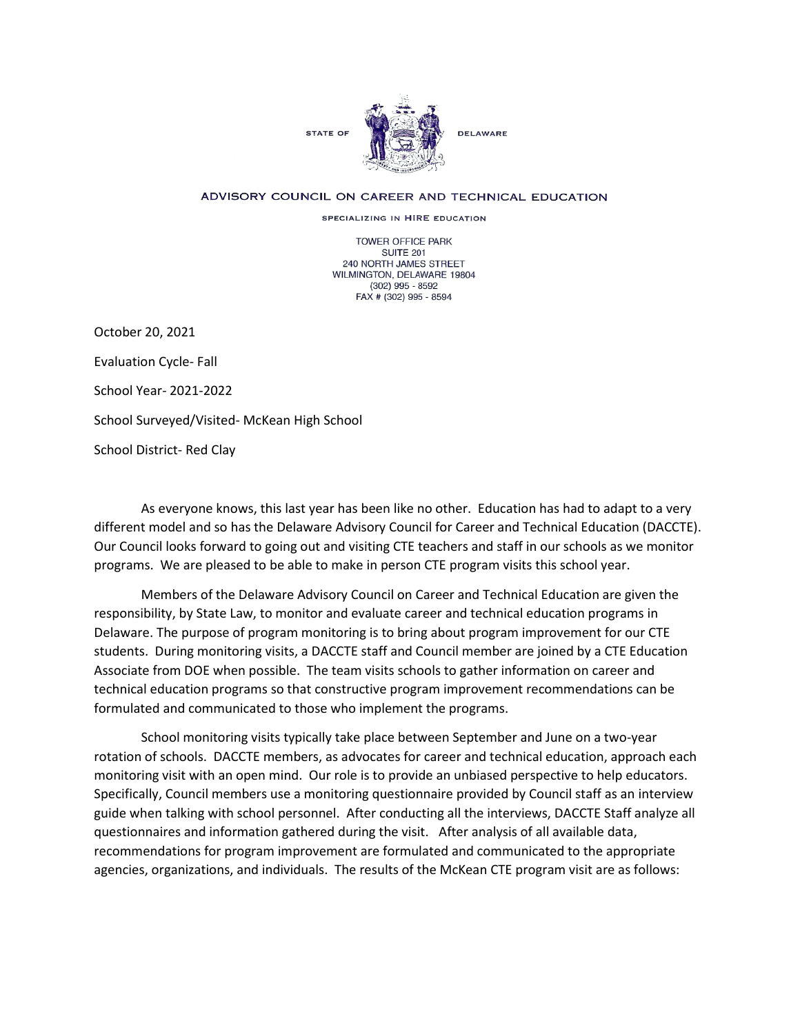STATE OF DELAWARE

ADVISORY COUNCIL ON CAREER AND TECHNICAL EDUCATION

SPECIALIZING IN HIRE EDUCATION

TOWER OFFICE PARK
SUITE 201
240 NORTH JAMES STREET
WILMINGTON, DELAWARE 19804
(302) 995 - 8592
FAX # (302) 995 - 8594

October 20, 2021

Evaluation Cycle- Fall

School Year- 2021-2022

School Surveyed/Visited- McKean High School

School District- Red Clay

As everyone knows, this last year has been like no other. Education has had to adapt to a very different model and so has the Delaware Advisory Council for Career and Technical Education (DACCTE). Our Council looks forward to going out and visiting CTE teachers and staff in our schools as we monitor programs. We are pleased to be able to make in person CTE program visits this school year.

Members of the Delaware Advisory Council on Career and Technical Education are given the responsibility, by State Law, to monitor and evaluate career and technical education programs in Delaware. The purpose of program monitoring is to bring about program improvement for our CTE students. During monitoring visits, a DACCTE staff and Council member are joined by a CTE Education Associate from DOE when possible. The team visits schools to gather information on career and technical education programs so that constructive program improvement recommendations can be formulated and communicated to those who implement the programs.

School monitoring visits typically take place between September and June on a two-year rotation of schools. DACCTE members, as advocates for career and technical education, approach each monitoring visit with an open mind. Our role is to provide an unbiased perspective to help educators. Specifically, Council members use a monitoring questionnaire provided by Council staff as an interview guide when talking with school personnel. After conducting all the interviews, DACCTE Staff analyze all questionnaires and information gathered during the visit. After analysis of all available data, recommendations for program improvement are formulated and communicated to the appropriate agencies, organizations, and individuals. The results of the McKean CTE program visit are as follows: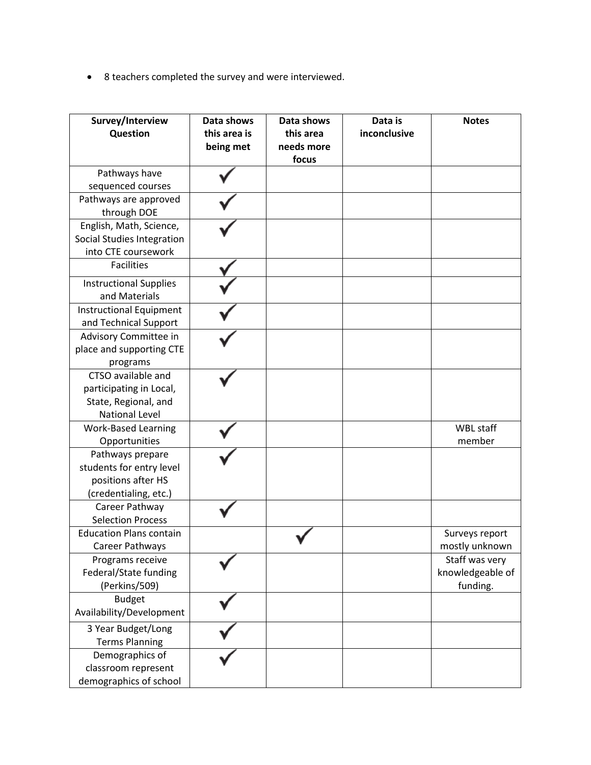- 8 teachers completed the survey and were interviewed.

| Survey/Interview Question | Data shows this area is being met | Data shows this area needs more focus | Data is inconclusive | Notes |
|---|---|---|---|---|
| Pathways have sequenced courses | ✓ | | | |
| Pathways are approved through DOE | ✓ | | | |
| English, Math, Science, Social Studies Integration into CTE coursework | ✓ | | | |
| Facilities | ✓ | | | |
| Instructional Supplies and Materials | ✓ | | | |
| Instructional Equipment and Technical Support | ✓ | | | |
| Advisory Committee in place and supporting CTE programs | ✓ | | | |
| CTSO available and participating in Local, State, Regional, and National Level | ✓ | | | |
| Work-Based Learning Opportunities | ✓ | | | WBL staff member |
| Pathways prepare students for entry level positions after HS (credentialing, etc.) | ✓ | | | |
| Career Pathway Selection Process | ✓ | | | |
| Education Plans contain Career Pathways | | ✓ | | Surveys report mostly unknown |
| Programs receive Federal/State funding (Perkins/509) | ✓ | | | Staff was very knowledgeable of funding. |
| Budget Availability/Development | ✓ | | | |
| 3 Year Budget/Long Terms Planning | ✓ | | | |
| Demographics of classroom represent demographics of school | ✓ | | | |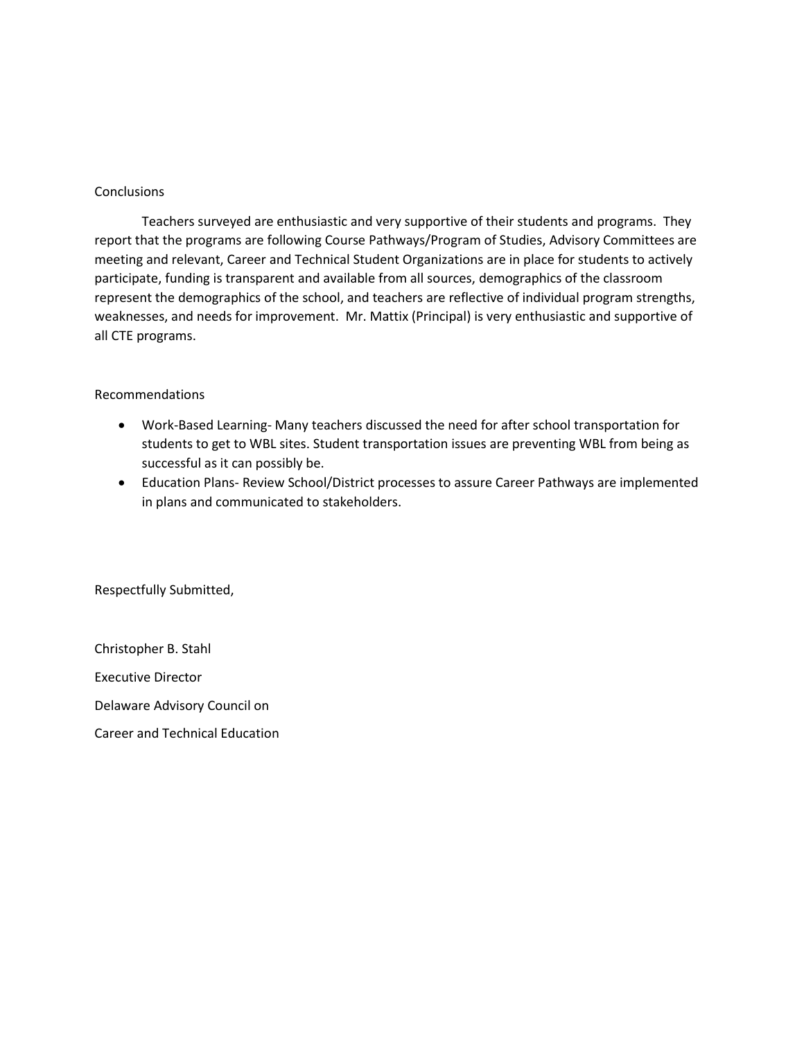## Conclusions

Teachers surveyed are enthusiastic and very supportive of their students and programs. They report that the programs are following Course Pathways/Program of Studies, Advisory Committees are meeting and relevant, Career and Technical Student Organizations are in place for students to actively participate, funding is transparent and available from all sources, demographics of the classroom represent the demographics of the school, and teachers are reflective of individual program strengths, weaknesses, and needs for improvement. Mr. Mattix (Principal) is very enthusiastic and supportive of all CTE programs.

## Recommendations

- Work-Based Learning- Many teachers discussed the need for after school transportation for students to get to WBL sites. Student transportation issues are preventing WBL from being as successful as it can possibly be.
- Education Plans- Review School/District processes to assure Career Pathways are implemented in plans and communicated to stakeholders.

Respectfully Submitted,

Christopher B. Stahl

Executive Director

Delaware Advisory Council on

Career and Technical Education